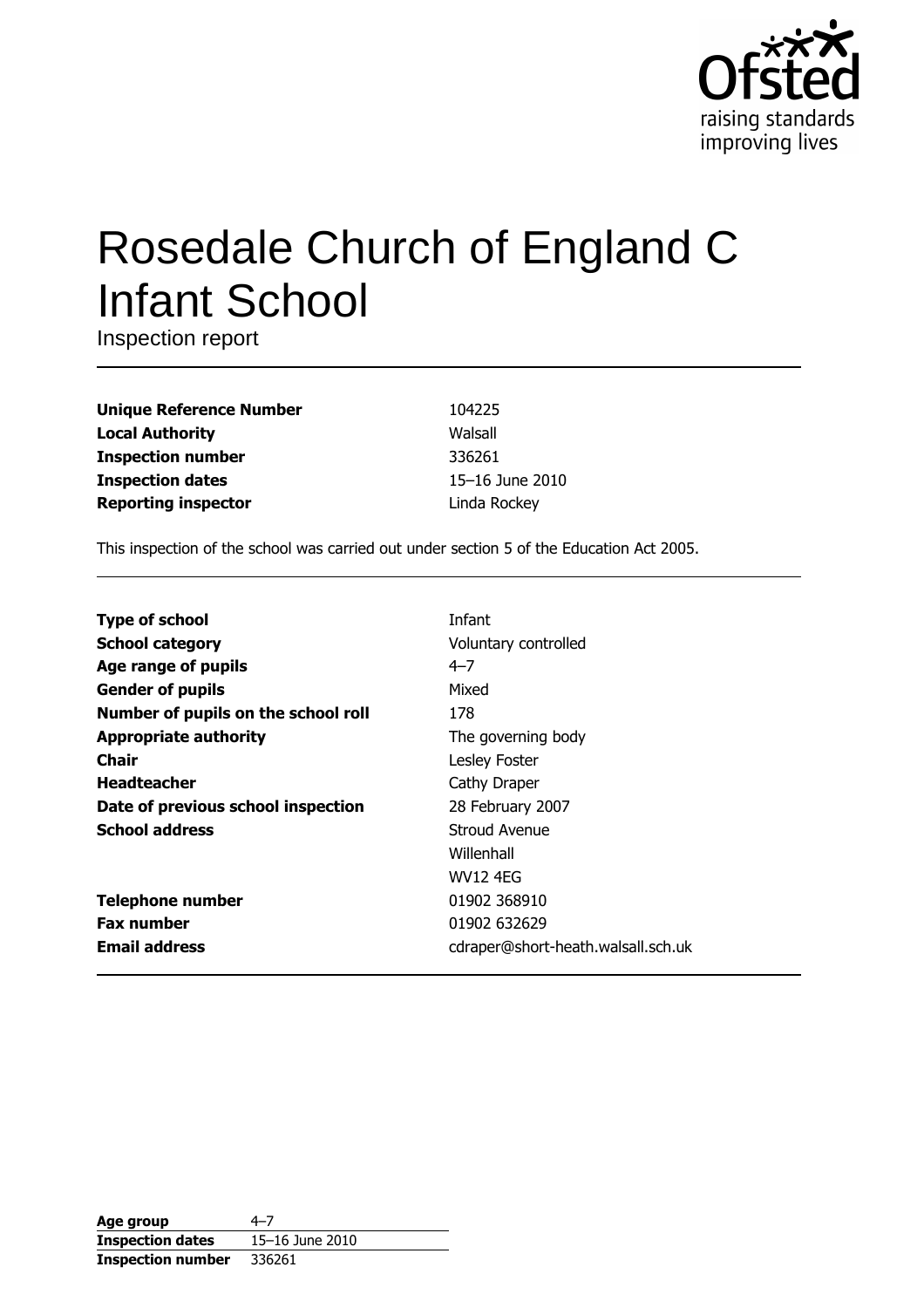# Rosedale Church of England C Infant School

Inspection report

| | |
|---|---|
| **Unique Reference Number** | 104225 |
| **Local Authority** | Walsall |
| **Inspection number** | 336261 |
| **Inspection dates** | 15–16 June 2010 |
| **Reporting inspector** | Linda Rockey |

This inspection of the school was carried out under section 5 of the Education Act 2005.

| | |
|---|---|
| **Type of school** | Infant |
| **School category** | Voluntary controlled |
| **Age range of pupils** | 4–7 |
| **Gender of pupils** | Mixed |
| **Number of pupils on the school roll** | 178 |
| **Appropriate authority** | The governing body |
| **Chair** | Lesley Foster |
| **Headteacher** | Cathy Draper |
| **Date of previous school inspection** | 28 February 2007 |
| **School address** | Stroud Avenue<br>Willenhall<br>WV12 4EG |
| **Telephone number** | 01902 368910 |
| **Fax number** | 01902 632629 |
| **Email address** | cdraper@short-heath.walsall.sch.uk |

| | |
|---|---|
| **Age group** | 4–7 |
| **Inspection dates** | 15–16 June 2010 |
| **Inspection number** | 336261 |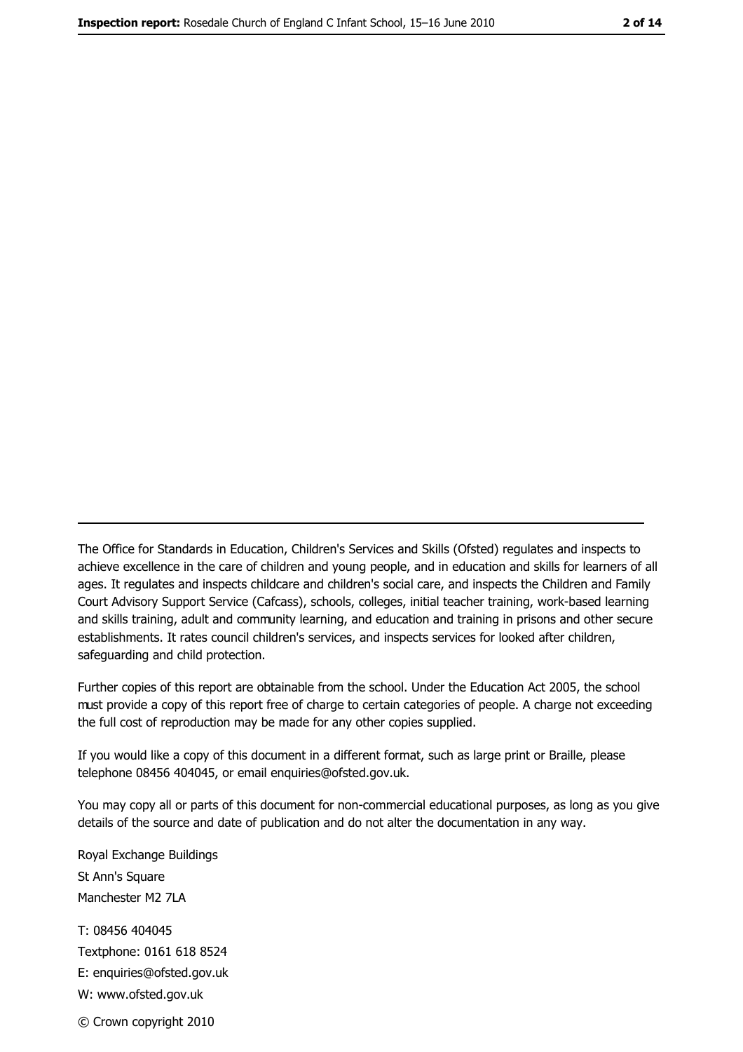The Office for Standards in Education, Children's Services and Skills (Ofsted) regulates and inspects to achieve excellence in the care of children and young people, and in education and skills for learners of all ages. It regulates and inspects childcare and children's social care, and inspects the Children and Family Court Advisory Support Service (Cafcass), schools, colleges, initial teacher training, work-based learning and skills training, adult and community learning, and education and training in prisons and other secure establishments. It rates council children's services, and inspects services for looked after children, safeguarding and child protection.

Further copies of this report are obtainable from the school. Under the Education Act 2005, the school must provide a copy of this report free of charge to certain categories of people. A charge not exceeding the full cost of reproduction may be made for any other copies supplied.

If you would like a copy of this document in a different format, such as large print or Braille, please telephone 08456 404045, or email enquiries@ofsted.gov.uk.

You may copy all or parts of this document for non-commercial educational purposes, as long as you give details of the source and date of publication and do not alter the documentation in any way.

Royal Exchange Buildings
St Ann's Square
Manchester M2 7LA

T: 08456 404045
Textphone: 0161 618 8524
E: enquiries@ofsted.gov.uk
W: www.ofsted.gov.uk

© Crown copyright 2010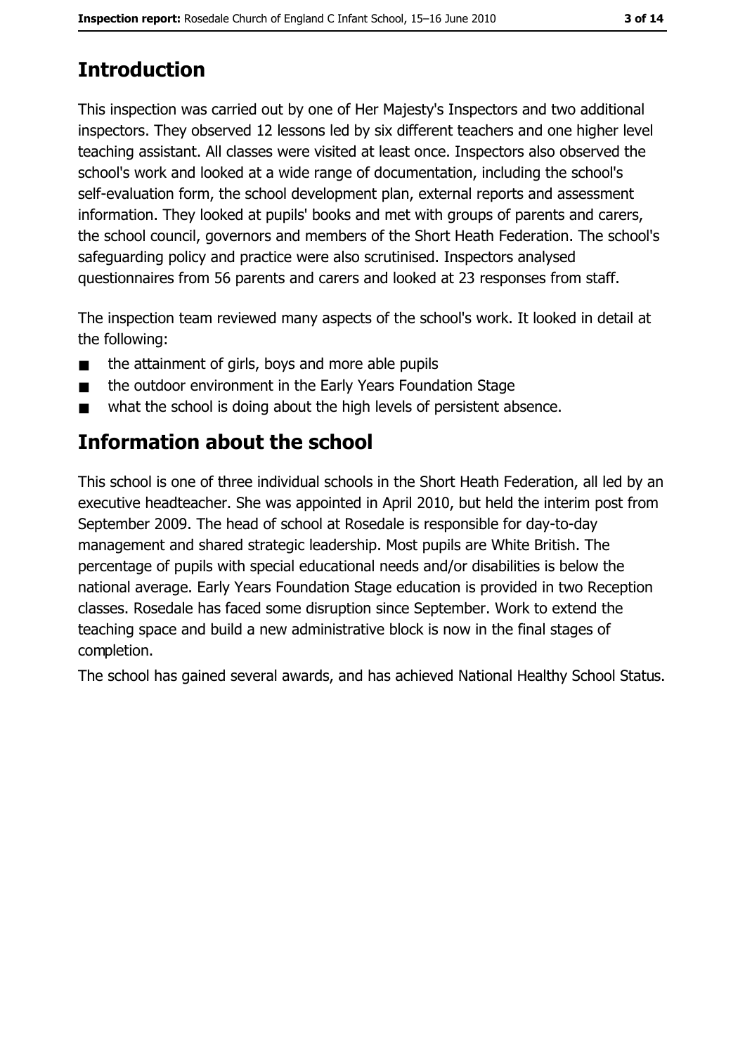# Introduction

This inspection was carried out by one of Her Majesty's Inspectors and two additional inspectors. They observed 12 lessons led by six different teachers and one higher level teaching assistant. All classes were visited at least once. Inspectors also observed the school's work and looked at a wide range of documentation, including the school's self-evaluation form, the school development plan, external reports and assessment information. They looked at pupils' books and met with groups of parents and carers, the school council, governors and members of the Short Heath Federation. The school's safeguarding policy and practice were also scrutinised. Inspectors analysed questionnaires from 56 parents and carers and looked at 23 responses from staff.

The inspection team reviewed many aspects of the school's work. It looked in detail at the following:

- the attainment of girls, boys and more able pupils
- the outdoor environment in the Early Years Foundation Stage
- what the school is doing about the high levels of persistent absence.

# Information about the school

This school is one of three individual schools in the Short Heath Federation, all led by an executive headteacher. She was appointed in April 2010, but held the interim post from September 2009. The head of school at Rosedale is responsible for day-to-day management and shared strategic leadership. Most pupils are White British. The percentage of pupils with special educational needs and/or disabilities is below the national average. Early Years Foundation Stage education is provided in two Reception classes. Rosedale has faced some disruption since September. Work to extend the teaching space and build a new administrative block is now in the final stages of completion.

The school has gained several awards, and has achieved National Healthy School Status.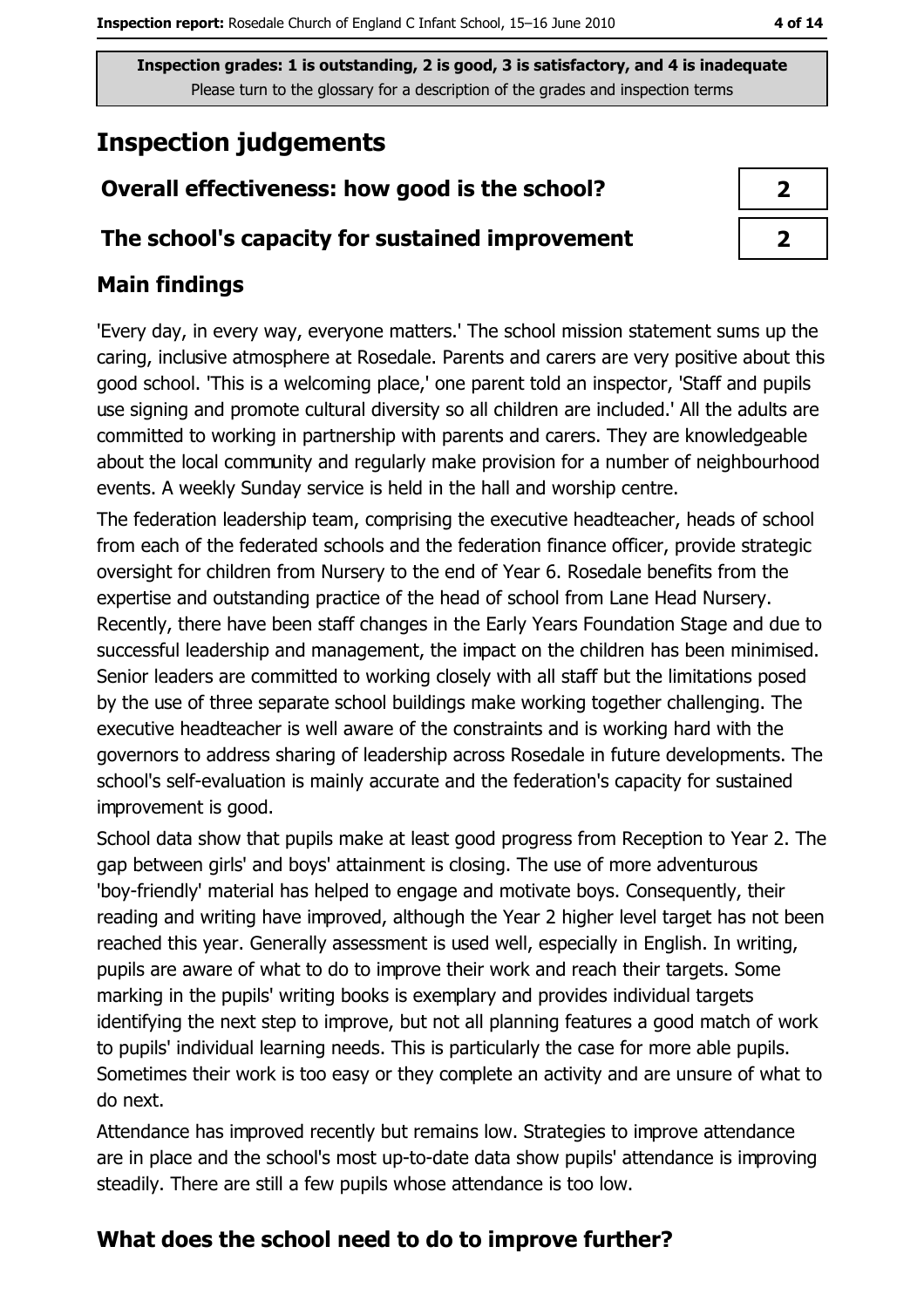**Inspection grades: 1 is outstanding, 2 is good, 3 is satisfactory, and 4 is inadequate**
Please turn to the glossary for a description of the grades and inspection terms

# Inspection judgements

| | |
|---|---|
| **Overall effectiveness: how good is the school?** | **2** |
| **The school's capacity for sustained improvement** | **2** |

## Main findings

'Every day, in every way, everyone matters.' The school mission statement sums up the caring, inclusive atmosphere at Rosedale. Parents and carers are very positive about this good school. 'This is a welcoming place,' one parent told an inspector, 'Staff and pupils use signing and promote cultural diversity so all children are included.' All the adults are committed to working in partnership with parents and carers. They are knowledgeable about the local community and regularly make provision for a number of neighbourhood events. A weekly Sunday service is held in the hall and worship centre.

The federation leadership team, comprising the executive headteacher, heads of school from each of the federated schools and the federation finance officer, provide strategic oversight for children from Nursery to the end of Year 6. Rosedale benefits from the expertise and outstanding practice of the head of school from Lane Head Nursery. Recently, there have been staff changes in the Early Years Foundation Stage and due to successful leadership and management, the impact on the children has been minimised. Senior leaders are committed to working closely with all staff but the limitations posed by the use of three separate school buildings make working together challenging. The executive headteacher is well aware of the constraints and is working hard with the governors to address sharing of leadership across Rosedale in future developments. The school's self-evaluation is mainly accurate and the federation's capacity for sustained improvement is good.

School data show that pupils make at least good progress from Reception to Year 2. The gap between girls' and boys' attainment is closing. The use of more adventurous 'boy-friendly' material has helped to engage and motivate boys. Consequently, their reading and writing have improved, although the Year 2 higher level target has not been reached this year. Generally assessment is used well, especially in English. In writing, pupils are aware of what to do to improve their work and reach their targets. Some marking in the pupils' writing books is exemplary and provides individual targets identifying the next step to improve, but not all planning features a good match of work to pupils' individual learning needs. This is particularly the case for more able pupils. Sometimes their work is too easy or they complete an activity and are unsure of what to do next.

Attendance has improved recently but remains low. Strategies to improve attendance are in place and the school's most up-to-date data show pupils' attendance is improving steadily. There are still a few pupils whose attendance is too low.

## What does the school need to do to improve further?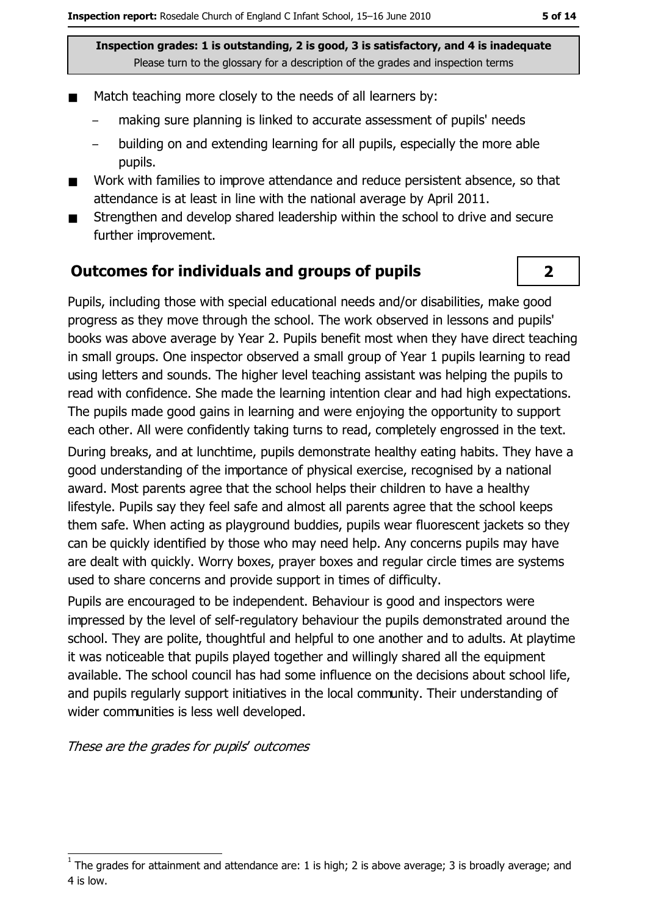Inspection grades: 1 is outstanding, 2 is good, 3 is satisfactory, and 4 is inadequate
Please turn to the glossary for a description of the grades and inspection terms

- Match teaching more closely to the needs of all learners by:
  - making sure planning is linked to accurate assessment of pupils' needs
  - building on and extending learning for all pupils, especially the more able pupils.
- Work with families to improve attendance and reduce persistent absence, so that attendance is at least in line with the national average by April 2011.
- Strengthen and develop shared leadership within the school to drive and secure further improvement.

## Outcomes for individuals and groups of pupils

**2**

Pupils, including those with special educational needs and/or disabilities, make good progress as they move through the school. The work observed in lessons and pupils' books was above average by Year 2. Pupils benefit most when they have direct teaching in small groups. One inspector observed a small group of Year 1 pupils learning to read using letters and sounds. The higher level teaching assistant was helping the pupils to read with confidence. She made the learning intention clear and had high expectations. The pupils made good gains in learning and were enjoying the opportunity to support each other. All were confidently taking turns to read, completely engrossed in the text.

During breaks, and at lunchtime, pupils demonstrate healthy eating habits. They have a good understanding of the importance of physical exercise, recognised by a national award. Most parents agree that the school helps their children to have a healthy lifestyle. Pupils say they feel safe and almost all parents agree that the school keeps them safe. When acting as playground buddies, pupils wear fluorescent jackets so they can be quickly identified by those who may need help. Any concerns pupils may have are dealt with quickly. Worry boxes, prayer boxes and regular circle times are systems used to share concerns and provide support in times of difficulty.

Pupils are encouraged to be independent. Behaviour is good and inspectors were impressed by the level of self-regulatory behaviour the pupils demonstrated around the school. They are polite, thoughtful and helpful to one another and to adults. At playtime it was noticeable that pupils played together and willingly shared all the equipment available. The school council has had some influence on the decisions about school life, and pupils regularly support initiatives in the local community. Their understanding of wider communities is less well developed.

*These are the grades for pupils' outcomes*

[1] The grades for attainment and attendance are: 1 is high; 2 is above average; 3 is broadly average; and 4 is low.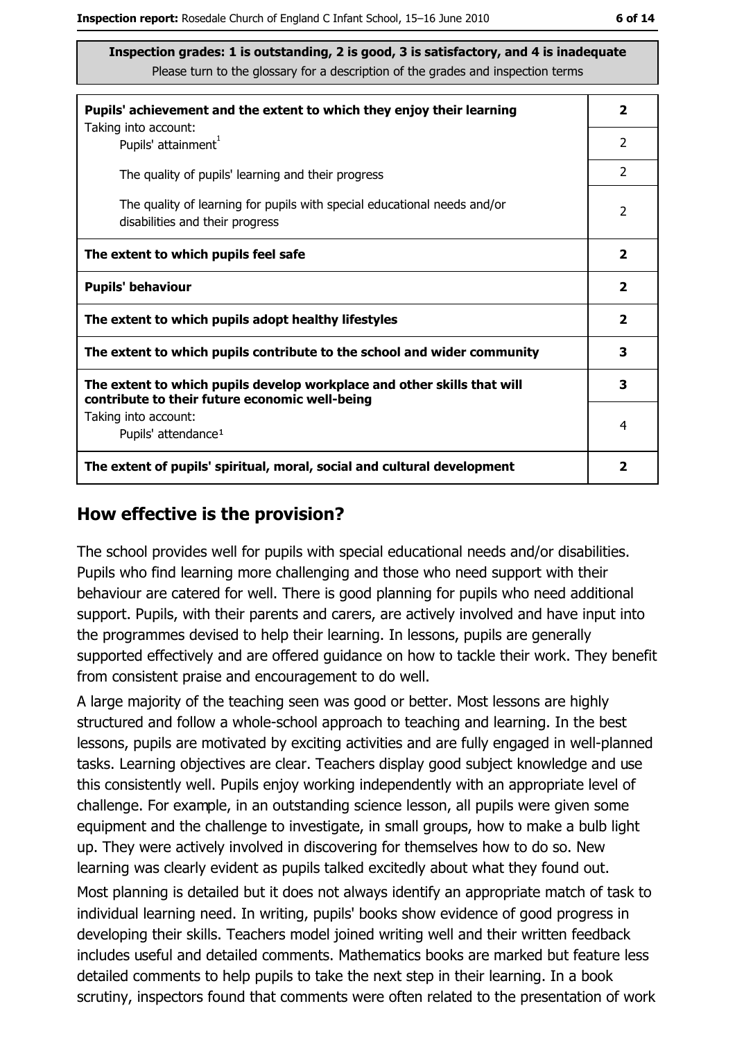**Inspection grades: 1 is outstanding, 2 is good, 3 is satisfactory, and 4 is inadequate**
Please turn to the glossary for a description of the grades and inspection terms

| | |
|---|---|
| **Pupils' achievement and the extent to which they enjoy their learning** Taking into account: | **2** |
| Pupils' attainment[1] | 2 |
| The quality of pupils' learning and their progress | 2 |
| The quality of learning for pupils with special educational needs and/or disabilities and their progress | 2 |
| **The extent to which pupils feel safe** | **2** |
| **Pupils' behaviour** | **2** |
| **The extent to which pupils adopt healthy lifestyles** | **2** |
| **The extent to which pupils contribute to the school and wider community** | **3** |
| **The extent to which pupils develop workplace and other skills that will contribute to their future economic well-being** | **3** |
| Taking into account: Pupils' attendance[1] | 4 |
| **The extent of pupils' spiritual, moral, social and cultural development** | **2** |

## How effective is the provision?

The school provides well for pupils with special educational needs and/or disabilities. Pupils who find learning more challenging and those who need support with their behaviour are catered for well. There is good planning for pupils who need additional support. Pupils, with their parents and carers, are actively involved and have input into the programmes devised to help their learning. In lessons, pupils are generally supported effectively and are offered guidance on how to tackle their work. They benefit from consistent praise and encouragement to do well.

A large majority of the teaching seen was good or better. Most lessons are highly structured and follow a whole-school approach to teaching and learning. In the best lessons, pupils are motivated by exciting activities and are fully engaged in well-planned tasks. Learning objectives are clear. Teachers display good subject knowledge and use this consistently well. Pupils enjoy working independently with an appropriate level of challenge. For example, in an outstanding science lesson, all pupils were given some equipment and the challenge to investigate, in small groups, how to make a bulb light up. They were actively involved in discovering for themselves how to do so. New learning was clearly evident as pupils talked excitedly about what they found out.

Most planning is detailed but it does not always identify an appropriate match of task to individual learning need. In writing, pupils' books show evidence of good progress in developing their skills. Teachers model joined writing well and their written feedback includes useful and detailed comments. Mathematics books are marked but feature less detailed comments to help pupils to take the next step in their learning. In a book scrutiny, inspectors found that comments were often related to the presentation of work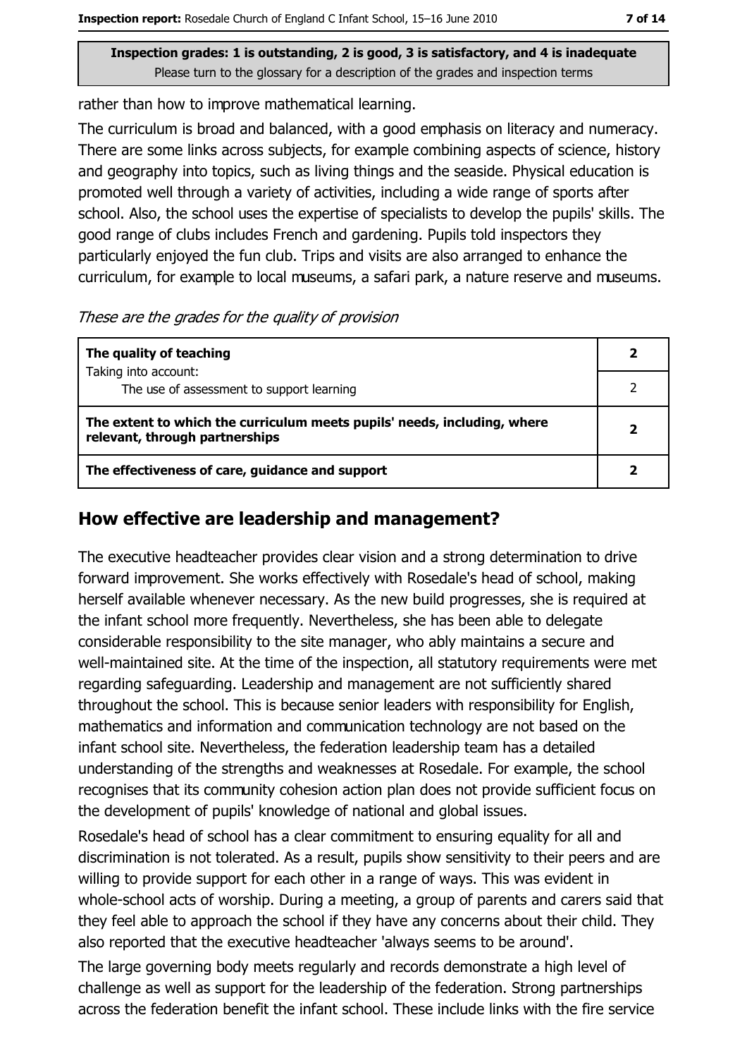Inspection grades: 1 is outstanding, 2 is good, 3 is satisfactory, and 4 is inadequate
Please turn to the glossary for a description of the grades and inspection terms

rather than how to improve mathematical learning.

The curriculum is broad and balanced, with a good emphasis on literacy and numeracy. There are some links across subjects, for example combining aspects of science, history and geography into topics, such as living things and the seaside. Physical education is promoted well through a variety of activities, including a wide range of sports after school. Also, the school uses the expertise of specialists to develop the pupils' skills. The good range of clubs includes French and gardening. Pupils told inspectors they particularly enjoyed the fun club. Trips and visits are also arranged to enhance the curriculum, for example to local museums, a safari park, a nature reserve and museums.

*These are the grades for the quality of provision*

| | |
|---|---|
| **The quality of teaching**<br>Taking into account:<br>The use of assessment to support learning | **2**<br>2 |
| **The extent to which the curriculum meets pupils' needs, including, where relevant, through partnerships** | **2** |
| **The effectiveness of care, guidance and support** | **2** |

## How effective are leadership and management?

The executive headteacher provides clear vision and a strong determination to drive forward improvement. She works effectively with Rosedale's head of school, making herself available whenever necessary. As the new build progresses, she is required at the infant school more frequently. Nevertheless, she has been able to delegate considerable responsibility to the site manager, who ably maintains a secure and well-maintained site. At the time of the inspection, all statutory requirements were met regarding safeguarding. Leadership and management are not sufficiently shared throughout the school. This is because senior leaders with responsibility for English, mathematics and information and communication technology are not based on the infant school site. Nevertheless, the federation leadership team has a detailed understanding of the strengths and weaknesses at Rosedale. For example, the school recognises that its community cohesion action plan does not provide sufficient focus on the development of pupils' knowledge of national and global issues.

Rosedale's head of school has a clear commitment to ensuring equality for all and discrimination is not tolerated. As a result, pupils show sensitivity to their peers and are willing to provide support for each other in a range of ways. This was evident in whole-school acts of worship. During a meeting, a group of parents and carers said that they feel able to approach the school if they have any concerns about their child. They also reported that the executive headteacher 'always seems to be around'.

The large governing body meets regularly and records demonstrate a high level of challenge as well as support for the leadership of the federation. Strong partnerships across the federation benefit the infant school. These include links with the fire service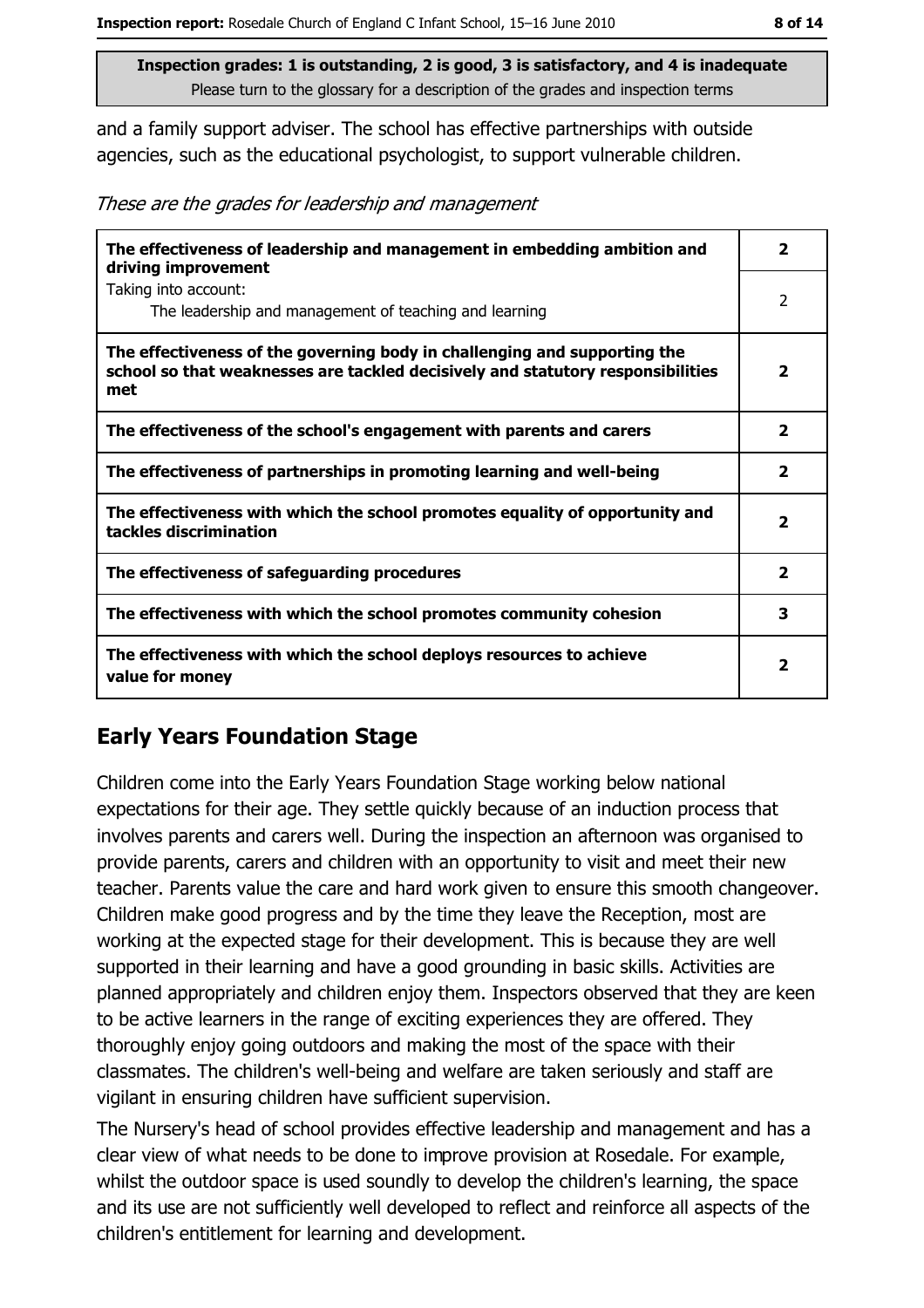Inspection grades: 1 is outstanding, 2 is good, 3 is satisfactory, and 4 is inadequate
Please turn to the glossary for a description of the grades and inspection terms

and a family support adviser. The school has effective partnerships with outside agencies, such as the educational psychologist, to support vulnerable children.

*These are the grades for leadership and management*

| | |
|---|---|
| **The effectiveness of leadership and management in embedding ambition and driving improvement** | **2** |
| Taking into account: The leadership and management of teaching and learning | 2 |
| **The effectiveness of the governing body in challenging and supporting the school so that weaknesses are tackled decisively and statutory responsibilities met** | **2** |
| **The effectiveness of the school's engagement with parents and carers** | **2** |
| **The effectiveness of partnerships in promoting learning and well-being** | **2** |
| **The effectiveness with which the school promotes equality of opportunity and tackles discrimination** | **2** |
| **The effectiveness of safeguarding procedures** | **2** |
| **The effectiveness with which the school promotes community cohesion** | **3** |
| **The effectiveness with which the school deploys resources to achieve value for money** | **2** |

## Early Years Foundation Stage

Children come into the Early Years Foundation Stage working below national expectations for their age. They settle quickly because of an induction process that involves parents and carers well. During the inspection an afternoon was organised to provide parents, carers and children with an opportunity to visit and meet their new teacher. Parents value the care and hard work given to ensure this smooth changeover. Children make good progress and by the time they leave the Reception, most are working at the expected stage for their development. This is because they are well supported in their learning and have a good grounding in basic skills. Activities are planned appropriately and children enjoy them. Inspectors observed that they are keen to be active learners in the range of exciting experiences they are offered. They thoroughly enjoy going outdoors and making the most of the space with their classmates. The children's well-being and welfare are taken seriously and staff are vigilant in ensuring children have sufficient supervision.

The Nursery's head of school provides effective leadership and management and has a clear view of what needs to be done to improve provision at Rosedale. For example, whilst the outdoor space is used soundly to develop the children's learning, the space and its use are not sufficiently well developed to reflect and reinforce all aspects of the children's entitlement for learning and development.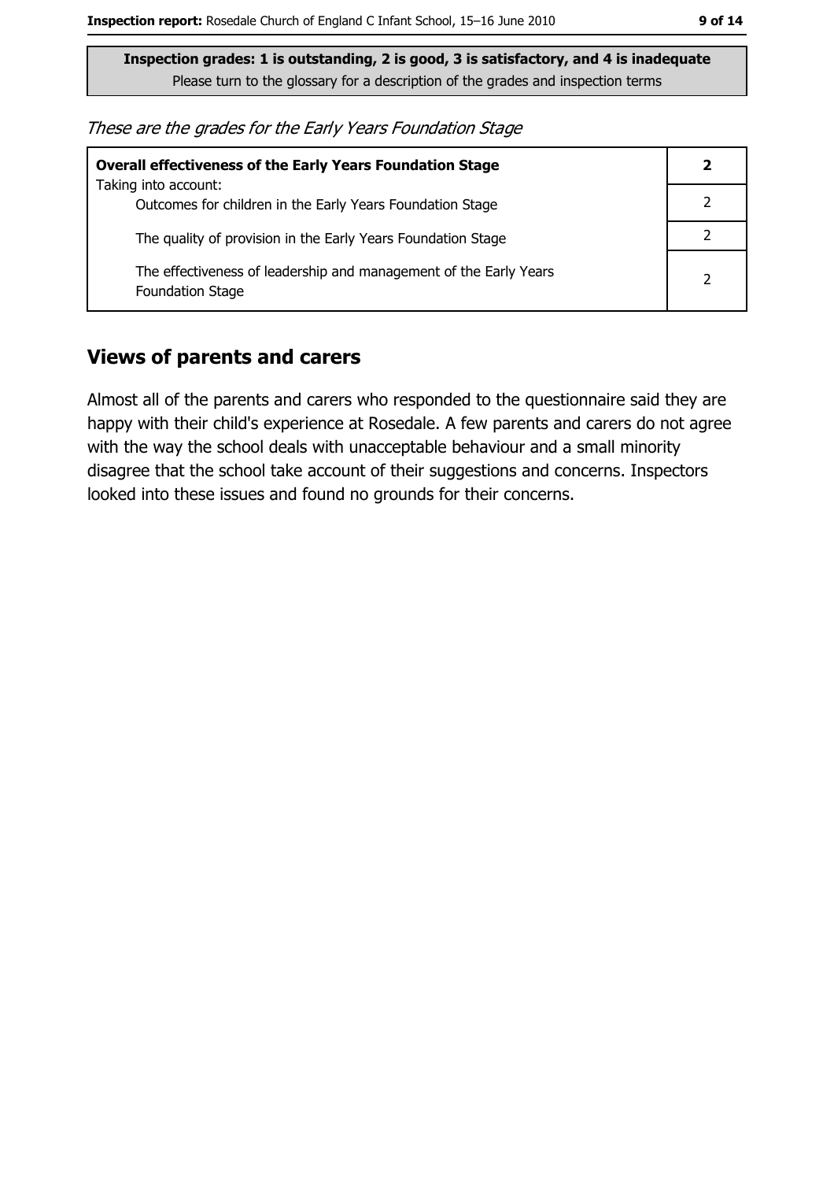**Inspection grades: 1 is outstanding, 2 is good, 3 is satisfactory, and 4 is inadequate**
Please turn to the glossary for a description of the grades and inspection terms

*These are the grades for the Early Years Foundation Stage*

| Overall effectiveness of the Early Years Foundation Stage | 2 |
|---|---|
| Taking into account:<br>Outcomes for children in the Early Years Foundation Stage | 2 |
| The quality of provision in the Early Years Foundation Stage | 2 |
| The effectiveness of leadership and management of the Early Years Foundation Stage | 2 |

## Views of parents and carers

Almost all of the parents and carers who responded to the questionnaire said they are happy with their child's experience at Rosedale. A few parents and carers do not agree with the way the school deals with unacceptable behaviour and a small minority disagree that the school take account of their suggestions and concerns. Inspectors looked into these issues and found no grounds for their concerns.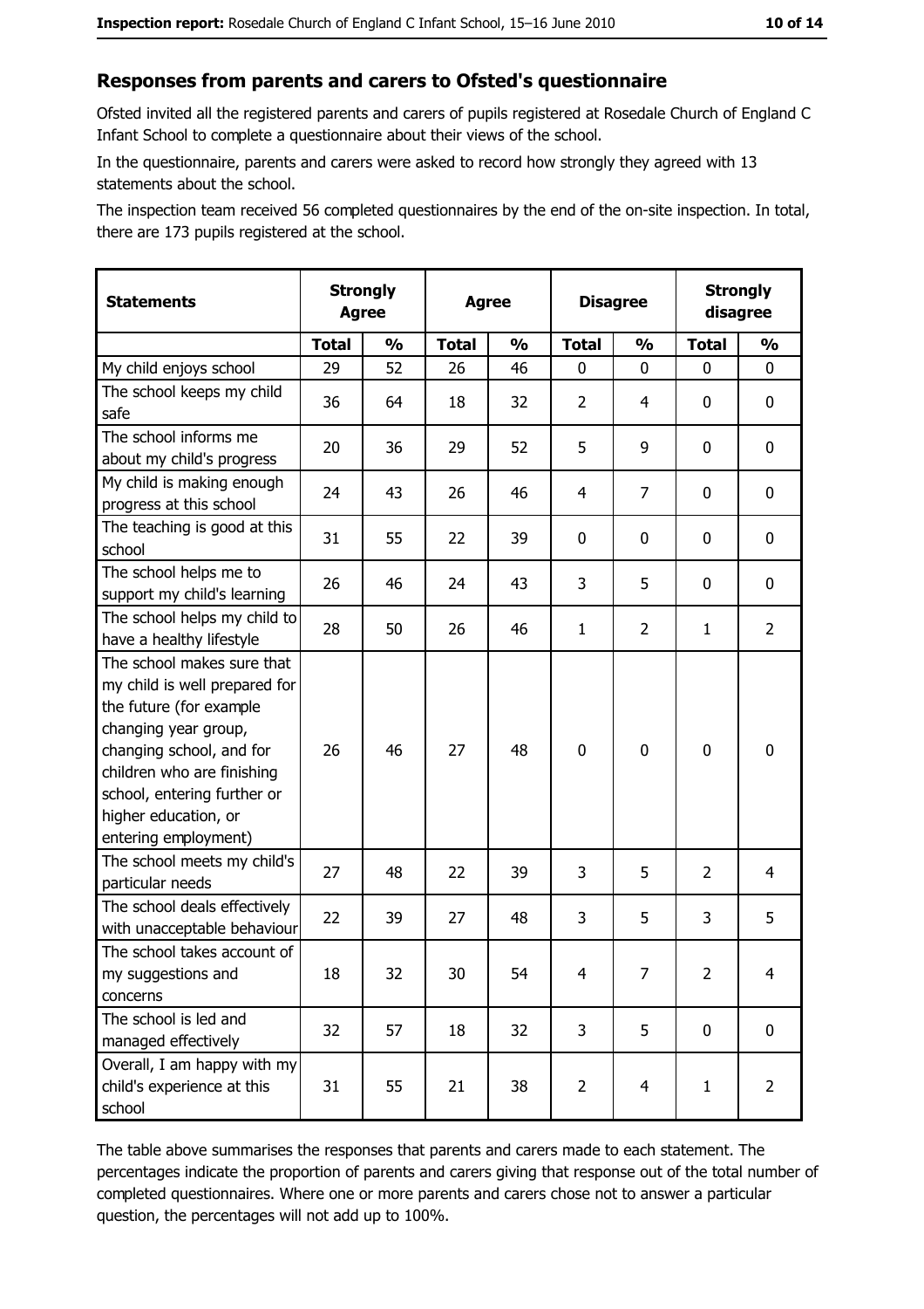## Responses from parents and carers to Ofsted's questionnaire

Ofsted invited all the registered parents and carers of pupils registered at Rosedale Church of England C Infant School to complete a questionnaire about their views of the school.

In the questionnaire, parents and carers were asked to record how strongly they agreed with 13 statements about the school.

The inspection team received 56 completed questionnaires by the end of the on-site inspection. In total, there are 173 pupils registered at the school.

| Statements | Strongly Agree | | Agree | | Disagree | | Strongly disagree | |
|---|---|---|---|---|---|---|---|---|
| | Total | % | Total | % | Total | % | Total | % |
| My child enjoys school | 29 | 52 | 26 | 46 | 0 | 0 | 0 | 0 |
| The school keeps my child safe | 36 | 64 | 18 | 32 | 2 | 4 | 0 | 0 |
| The school informs me about my child's progress | 20 | 36 | 29 | 52 | 5 | 9 | 0 | 0 |
| My child is making enough progress at this school | 24 | 43 | 26 | 46 | 4 | 7 | 0 | 0 |
| The teaching is good at this school | 31 | 55 | 22 | 39 | 0 | 0 | 0 | 0 |
| The school helps me to support my child's learning | 26 | 46 | 24 | 43 | 3 | 5 | 0 | 0 |
| The school helps my child to have a healthy lifestyle | 28 | 50 | 26 | 46 | 1 | 2 | 1 | 2 |
| The school makes sure that my child is well prepared for the future (for example changing year group, changing school, and for children who are finishing school, entering further or higher education, or entering employment) | 26 | 46 | 27 | 48 | 0 | 0 | 0 | 0 |
| The school meets my child's particular needs | 27 | 48 | 22 | 39 | 3 | 5 | 2 | 4 |
| The school deals effectively with unacceptable behaviour | 22 | 39 | 27 | 48 | 3 | 5 | 3 | 5 |
| The school takes account of my suggestions and concerns | 18 | 32 | 30 | 54 | 4 | 7 | 2 | 4 |
| The school is led and managed effectively | 32 | 57 | 18 | 32 | 3 | 5 | 0 | 0 |
| Overall, I am happy with my child's experience at this school | 31 | 55 | 21 | 38 | 2 | 4 | 1 | 2 |

The table above summarises the responses that parents and carers made to each statement. The percentages indicate the proportion of parents and carers giving that response out of the total number of completed questionnaires. Where one or more parents and carers chose not to answer a particular question, the percentages will not add up to 100%.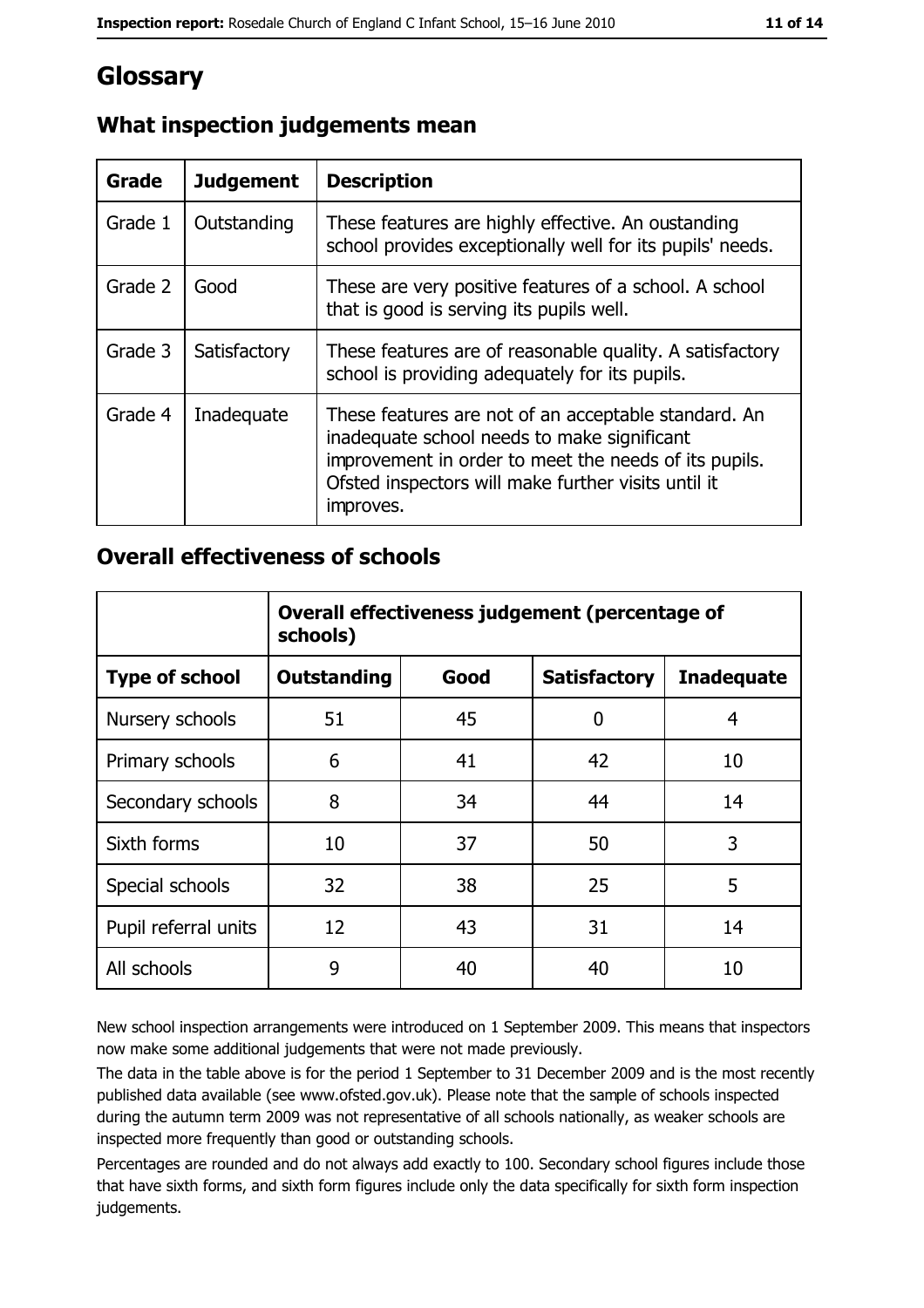# Glossary

## What inspection judgements mean

| Grade | Judgement | Description |
| --- | --- | --- |
| Grade 1 | Outstanding | These features are highly effective. An oustanding school provides exceptionally well for its pupils' needs. |
| Grade 2 | Good | These are very positive features of a school. A school that is good is serving its pupils well. |
| Grade 3 | Satisfactory | These features are of reasonable quality. A satisfactory school is providing adequately for its pupils. |
| Grade 4 | Inadequate | These features are not of an acceptable standard. An inadequate school needs to make significant improvement in order to meet the needs of its pupils. Ofsted inspectors will make further visits until it improves. |

## Overall effectiveness of schools

| | Overall effectiveness judgement (percentage of schools) | | | |
| --- | --- | --- | --- | --- |
| **Type of school** | **Outstanding** | **Good** | **Satisfactory** | **Inadequate** |
| Nursery schools | 51 | 45 | 0 | 4 |
| Primary schools | 6 | 41 | 42 | 10 |
| Secondary schools | 8 | 34 | 44 | 14 |
| Sixth forms | 10 | 37 | 50 | 3 |
| Special schools | 32 | 38 | 25 | 5 |
| Pupil referral units | 12 | 43 | 31 | 14 |
| All schools | 9 | 40 | 40 | 10 |

New school inspection arrangements were introduced on 1 September 2009. This means that inspectors now make some additional judgements that were not made previously.

The data in the table above is for the period 1 September to 31 December 2009 and is the most recently published data available (see www.ofsted.gov.uk). Please note that the sample of schools inspected during the autumn term 2009 was not representative of all schools nationally, as weaker schools are inspected more frequently than good or outstanding schools.

Percentages are rounded and do not always add exactly to 100. Secondary school figures include those that have sixth forms, and sixth form figures include only the data specifically for sixth form inspection judgements.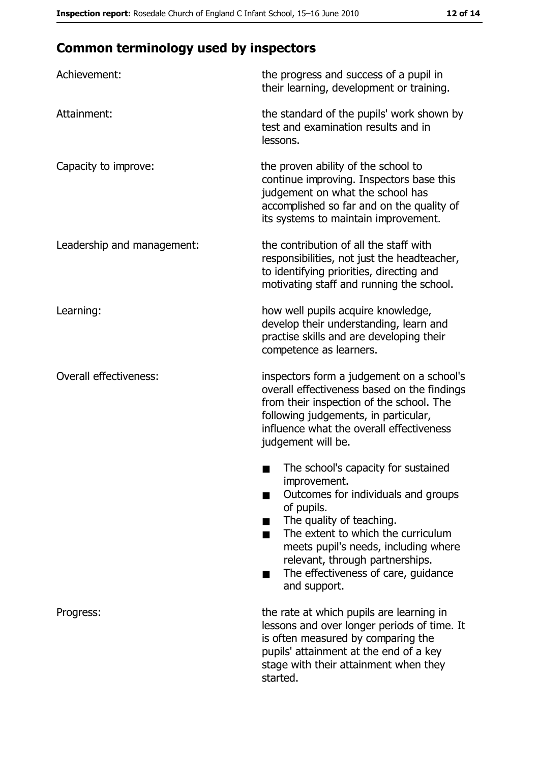## Common terminology used by inspectors

| | |
|---|---|
| Achievement: | the progress and success of a pupil in their learning, development or training. |
| Attainment: | the standard of the pupils' work shown by test and examination results and in lessons. |
| Capacity to improve: | the proven ability of the school to continue improving. Inspectors base this judgement on what the school has accomplished so far and on the quality of its systems to maintain improvement. |
| Leadership and management: | the contribution of all the staff with responsibilities, not just the headteacher, to identifying priorities, directing and motivating staff and running the school. |
| Learning: | how well pupils acquire knowledge, develop their understanding, learn and practise skills and are developing their competence as learners. |
| Overall effectiveness: | inspectors form a judgement on a school's overall effectiveness based on the findings from their inspection of the school. The following judgements, in particular, influence what the overall effectiveness judgement will be.<br>■ The school's capacity for sustained improvement.<br>■ Outcomes for individuals and groups of pupils.<br>■ The quality of teaching.<br>■ The extent to which the curriculum meets pupil's needs, including where relevant, through partnerships.<br>■ The effectiveness of care, guidance and support. |
| Progress: | the rate at which pupils are learning in lessons and over longer periods of time. It is often measured by comparing the pupils' attainment at the end of a key stage with their attainment when they started. |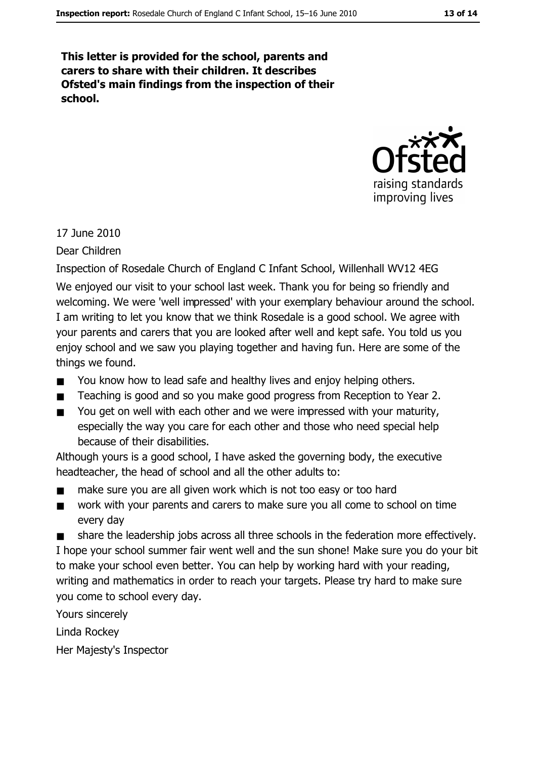**This letter is provided for the school, parents and carers to share with their children. It describes Ofsted's main findings from the inspection of their school.**

17 June 2010

Dear Children

Inspection of Rosedale Church of England C Infant School, Willenhall WV12 4EG

We enjoyed our visit to your school last week. Thank you for being so friendly and welcoming. We were 'well impressed' with your exemplary behaviour around the school. I am writing to let you know that we think Rosedale is a good school. We agree with your parents and carers that you are looked after well and kept safe. You told us you enjoy school and we saw you playing together and having fun. Here are some of the things we found.

- You know how to lead safe and healthy lives and enjoy helping others.
- Teaching is good and so you make good progress from Reception to Year 2.
- You get on well with each other and we were impressed with your maturity, especially the way you care for each other and those who need special help because of their disabilities.

Although yours is a good school, I have asked the governing body, the executive headteacher, the head of school and all the other adults to:

- make sure you are all given work which is not too easy or too hard
- work with your parents and carers to make sure you all come to school on time every day
- share the leadership jobs across all three schools in the federation more effectively.

I hope your school summer fair went well and the sun shone! Make sure you do your bit to make your school even better. You can help by working hard with your reading, writing and mathematics in order to reach your targets. Please try hard to make sure you come to school every day.

Yours sincerely

Linda Rockey

Her Majesty's Inspector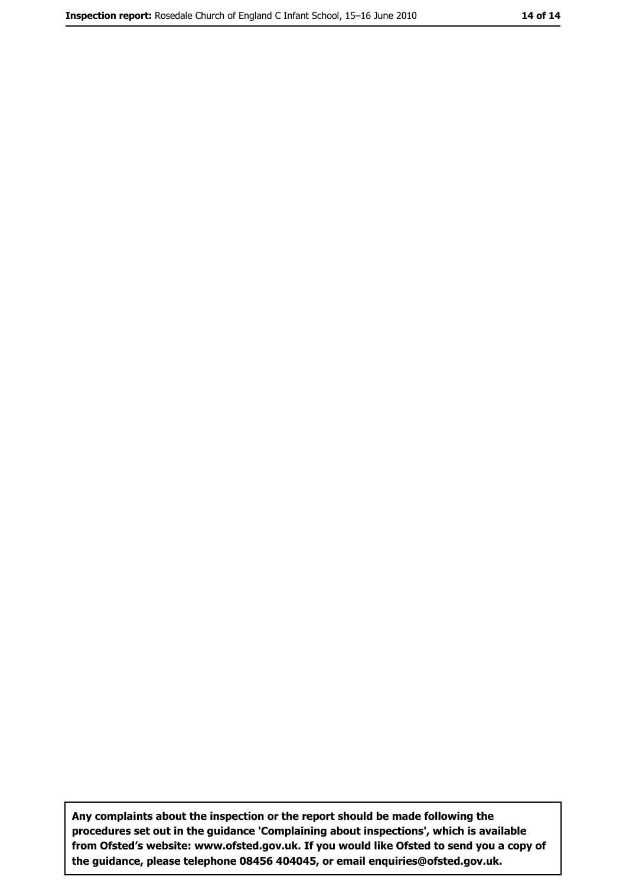**Any complaints about the inspection or the report should be made following the procedures set out in the guidance 'Complaining about inspections', which is available from Ofsted's website: www.ofsted.gov.uk. If you would like Ofsted to send you a copy of the guidance, please telephone 08456 404045, or email enquiries@ofsted.gov.uk.**